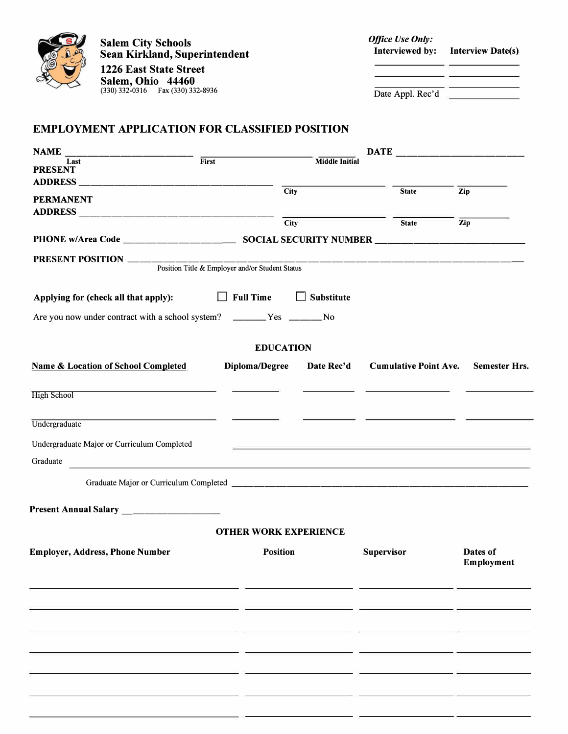**Salem City Schools**
**Sean Kirkland, Superintendent**
**1226 East State Street**
**Salem, Ohio 44460**
(330) 332-0316 Fax (330) 332-8936

***Office Use Only:***

| **Interviewed by:** | **Interview Date(s)** |
|---|---|
| ____________ | ____________ |
| ____________ | ____________ |
| ____________ | ____________ |
| Date Appl. Rec'd | ____________ |

## EMPLOYMENT APPLICATION FOR CLASSIFIED POSITION

**NAME** ______________________ ______________________ ________ **DATE** ______________________
**Last** **First** **Middle Initial**

**PRESENT ADDRESS** ________________________________ __________________ ____________ __________
**City** **State** **Zip**

**PERMANENT ADDRESS** ________________________________ __________________ ____________ __________
**City** **State** **Zip**

**PHONE w/Area Code** ____________________ **SOCIAL SECURITY NUMBER** __________________________

**PRESENT POSITION** ____________________________________________________________________
Position Title & Employer and/or Student Status

**Applying for (check all that apply):** ☐ **Full Time** ☐ **Substitute**

Are you now under contract with a school system? ______Yes ______No

### EDUCATION

| Name & Location of School Completed | Diploma/Degree | Date Rec'd | Cumulative Point Ave. | Semester Hrs. |
|---|---|---|---|---|
| High School | | | | |
| Undergraduate | | | | |

Undergraduate Major or Curriculum Completed ____________________________________________

Graduate ____________________________________________________________________

Graduate Major or Curriculum Completed ____________________________________________

**Present Annual Salary** __________________

### OTHER WORK EXPERIENCE

| Employer, Address, Phone Number | Position | Supervisor | Dates of Employment |
|---|---|---|---|
| | | | |
| | | | |
| | | | |
| | | | |
| | | | |
| | | | |
| | | | |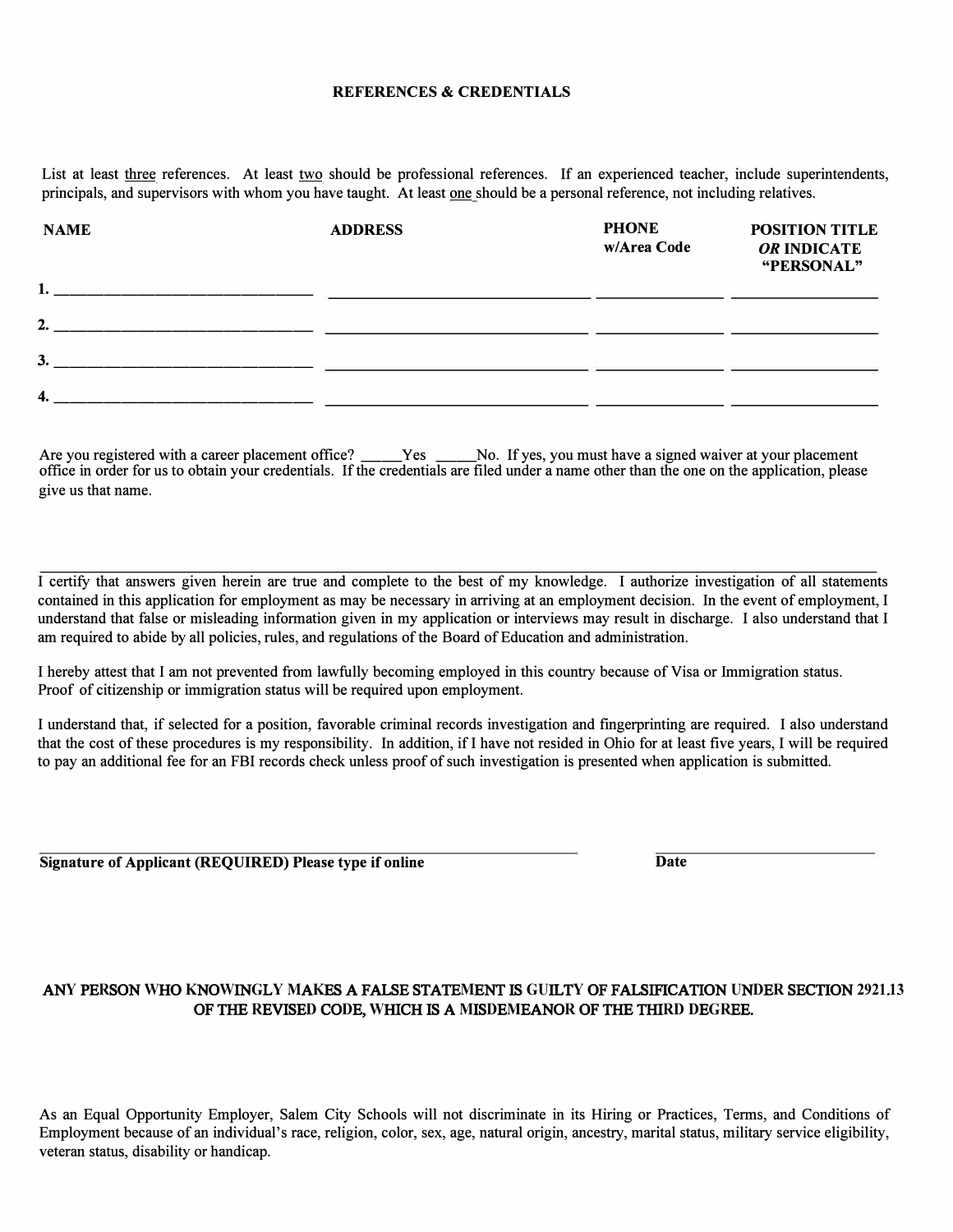## REFERENCES & CREDENTIALS

List at least <u>three</u> references. At least <u>two</u> should be professional references. If an experienced teacher, include superintendents, principals, and supervisors with whom you have taught. At least <u>one</u> should be a personal reference, not including relatives.

| NAME | ADDRESS | PHONE w/Area Code | POSITION TITLE *OR* INDICATE "PERSONAL" |
|---|---|---|---|
| 1. ______________________ | ______________________ | ____________ | ____________ |
| 2. ______________________ | ______________________ | ____________ | ____________ |
| 3. ______________________ | ______________________ | ____________ | ____________ |
| 4. ______________________ | ______________________ | ____________ | ____________ |

Are you registered with a career placement office? _____Yes _____No. If yes, you must have a signed waiver at your placement office in order for us to obtain your credentials. If the credentials are filed under a name other than the one on the application, please give us that name.

_______________________________________________________________

I certify that answers given herein are true and complete to the best of my knowledge. I authorize investigation of all statements contained in this application for employment as may be necessary in arriving at an employment decision. In the event of employment, I understand that false or misleading information given in my application or interviews may result in discharge. I also understand that I am required to abide by all policies, rules, and regulations of the Board of Education and administration.

I hereby attest that I am not prevented from lawfully becoming employed in this country because of Visa or Immigration status. Proof of citizenship or immigration status will be required upon employment.

I understand that, if selected for a position, favorable criminal records investigation and fingerprinting are required. I also understand that the cost of these procedures is my responsibility. In addition, if I have not resided in Ohio for at least five years, I will be required to pay an additional fee for an FBI records check unless proof of such investigation is presented when application is submitted.

_______________________________________________ ____________________

**Signature of Applicant (REQUIRED) Please type if online** **Date**

**ANY PERSON WHO KNOWINGLY MAKES A FALSE STATEMENT IS GUILTY OF FALSIFICATION UNDER SECTION 2921.13 OF THE REVISED CODE, WHICH IS A MISDEMEANOR OF THE THIRD DEGREE.**

As an Equal Opportunity Employer, Salem City Schools will not discriminate in its Hiring or Practices, Terms, and Conditions of Employment because of an individual's race, religion, color, sex, age, natural origin, ancestry, marital status, military service eligibility, veteran status, disability or handicap.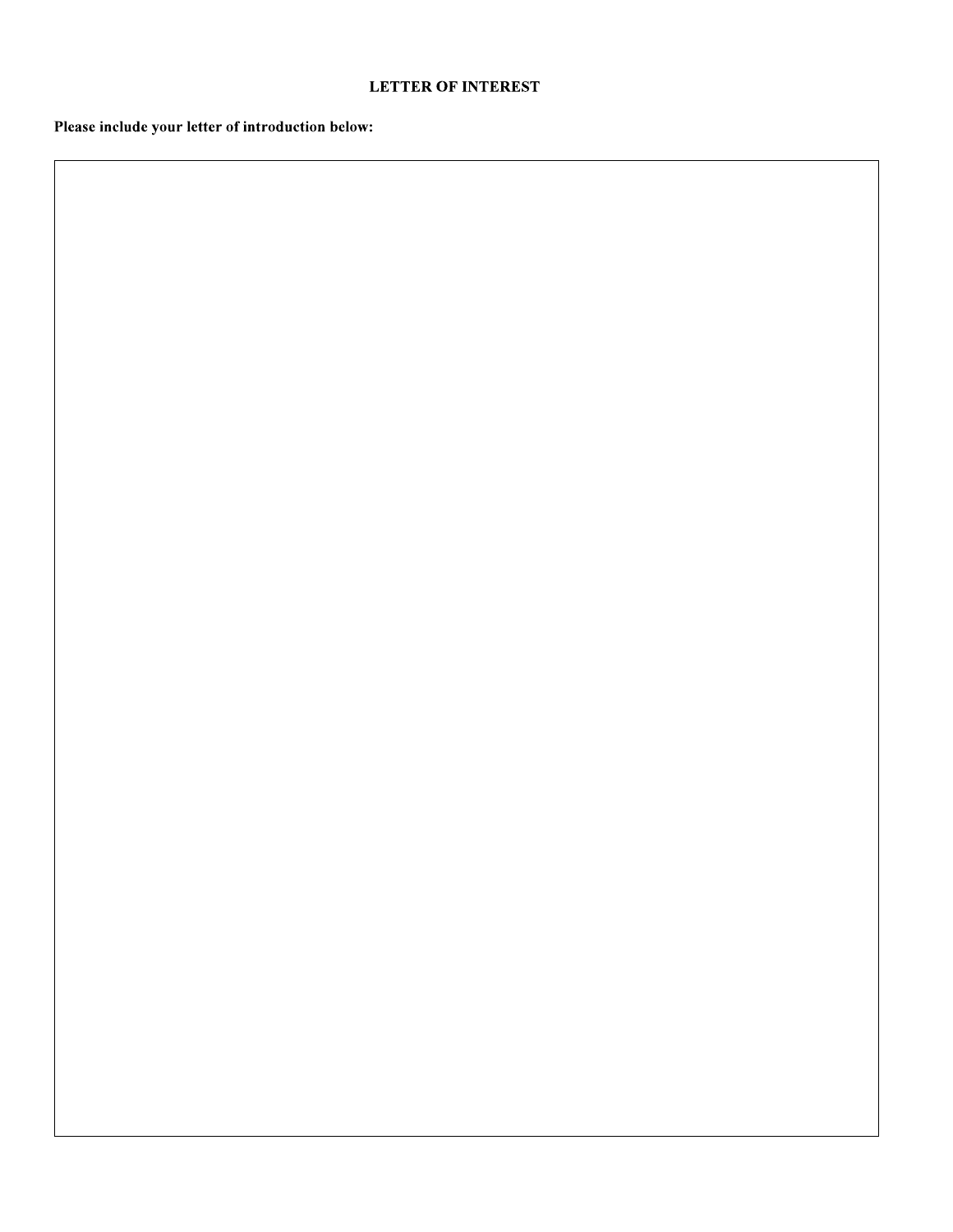**LETTER OF INTEREST**

**Please include your letter of introduction below:**